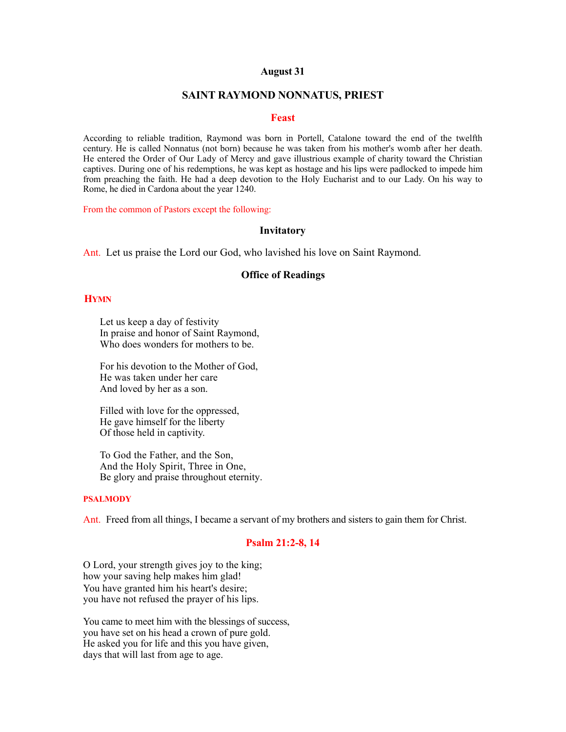# August 31

## SAINT RAYMOND NONNATUS, PRIEST

### Feast

According to reliable tradition, Raymond was born in Portell, Catalone toward the end of the twelfth century. He is called Nonnatus (not born) because he was taken from his mother's womb after her death. He entered the Order of Our Lady of Mercy and gave illustrious example of charity toward the Christian captives. During one of his redemptions, he was kept as hostage and his lips were padlocked to impede him from preaching the faith. He had a deep devotion to the Holy Eucharist and to our Lady. On his way to Rome, he died in Cardona about the year 1240.

From the common of Pastors except the following:

### Invitatory

Ant. Let us praise the Lord our God, who lavished his love on Saint Raymond.

### Office of Readings

#### HYMN

Let us keep a day of festivity
In praise and honor of Saint Raymond,
Who does wonders for mothers to be.

For his devotion to the Mother of God,
He was taken under her care
And loved by her as a son.

Filled with love for the oppressed,
He gave himself for the liberty
Of those held in captivity.

To God the Father, and the Son,
And the Holy Spirit, Three in One,
Be glory and praise throughout eternity.

#### PSALMODY

Ant. Freed from all things, I became a servant of my brothers and sisters to gain them for Christ.

### Psalm 21:2-8, 14

O Lord, your strength gives joy to the king;
how your saving help makes him glad!
You have granted him his heart's desire;
you have not refused the prayer of his lips.

You came to meet him with the blessings of success,
you have set on his head a crown of pure gold.
He asked you for life and this you have given,
days that will last from age to age.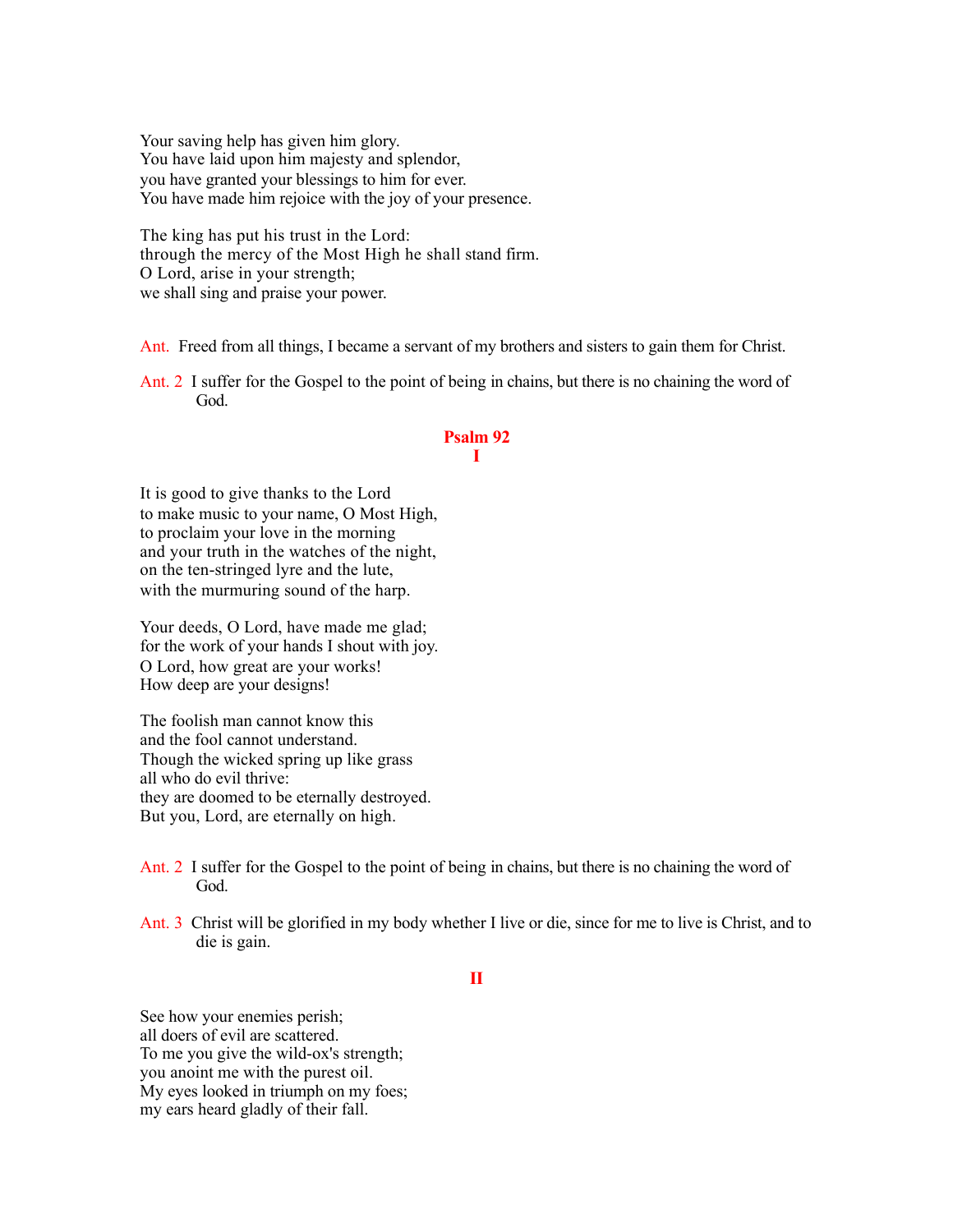Your saving help has given him glory.
You have laid upon him majesty and splendor,
you have granted your blessings to him for ever.
You have made him rejoice with the joy of your presence.

The king has put his trust in the Lord:
through the mercy of the Most High he shall stand firm.
O Lord, arise in your strength;
we shall sing and praise your power.

Ant. Freed from all things, I became a servant of my brothers and sisters to gain them for Christ.

Ant. 2 I suffer for the Gospel to the point of being in chains, but there is no chaining the word of God.

## Psalm 92
### I

It is good to give thanks to the Lord
to make music to your name, O Most High,
to proclaim your love in the morning
and your truth in the watches of the night,
on the ten-stringed lyre and the lute,
with the murmuring sound of the harp.

Your deeds, O Lord, have made me glad;
for the work of your hands I shout with joy.
O Lord, how great are your works!
How deep are your designs!

The foolish man cannot know this
and the fool cannot understand.
Though the wicked spring up like grass
all who do evil thrive:
they are doomed to be eternally destroyed.
But you, Lord, are eternally on high.

Ant. 2 I suffer for the Gospel to the point of being in chains, but there is no chaining the word of God.

Ant. 3 Christ will be glorified in my body whether I live or die, since for me to live is Christ, and to die is gain.

### II

See how your enemies perish;
all doers of evil are scattered.
To me you give the wild-ox's strength;
you anoint me with the purest oil.
My eyes looked in triumph on my foes;
my ears heard gladly of their fall.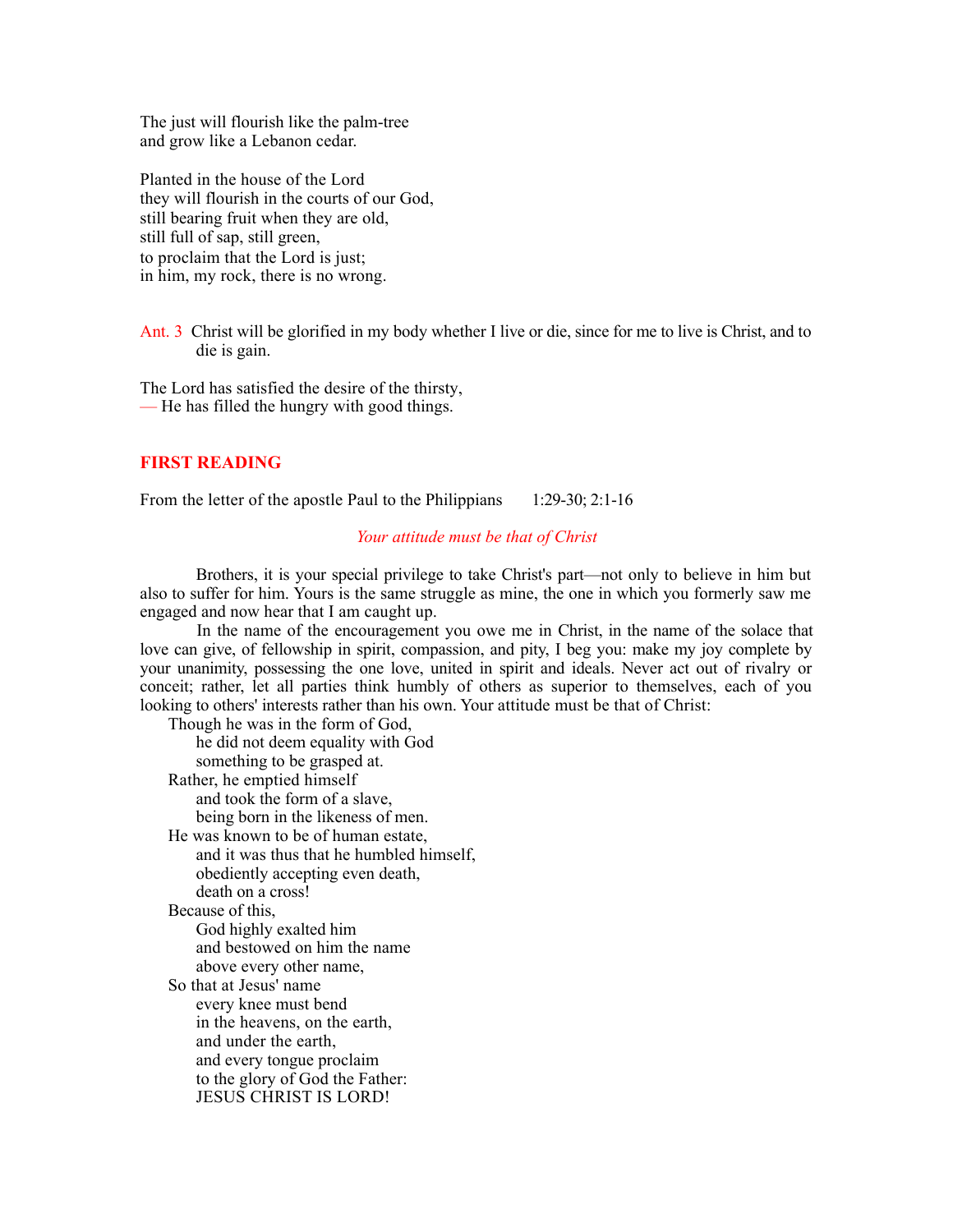The just will flourish like the palm-tree
and grow like a Lebanon cedar.

Planted in the house of the Lord
they will flourish in the courts of our God,
still bearing fruit when they are old,
still full of sap, still green,
to proclaim that the Lord is just;
in him, my rock, there is no wrong.

Ant. 3 Christ will be glorified in my body whether I live or die, since for me to live is Christ, and to die is gain.

The Lord has satisfied the desire of the thirsty,
— He has filled the hungry with good things.

## FIRST READING

From the letter of the apostle Paul to the Philippians 1:29-30; 2:1-16

*Your attitude must be that of Christ*

Brothers, it is your special privilege to take Christ's part—not only to believe in him but also to suffer for him. Yours is the same struggle as mine, the one in which you formerly saw me engaged and now hear that I am caught up.

In the name of the encouragement you owe me in Christ, in the name of the solace that love can give, of fellowship in spirit, compassion, and pity, I beg you: make my joy complete by your unanimity, possessing the one love, united in spirit and ideals. Never act out of rivalry or conceit; rather, let all parties think humbly of others as superior to themselves, each of you looking to others' interests rather than his own. Your attitude must be that of Christ:

Though he was in the form of God,
  he did not deem equality with God
  something to be grasped at.
Rather, he emptied himself
  and took the form of a slave,
  being born in the likeness of men.
He was known to be of human estate,
  and it was thus that he humbled himself,
  obediently accepting even death,
  death on a cross!
Because of this,
  God highly exalted him
  and bestowed on him the name
  above every other name,
So that at Jesus' name
  every knee must bend
  in the heavens, on the earth,
  and under the earth,
  and every tongue proclaim
  to the glory of God the Father:
  JESUS CHRIST IS LORD!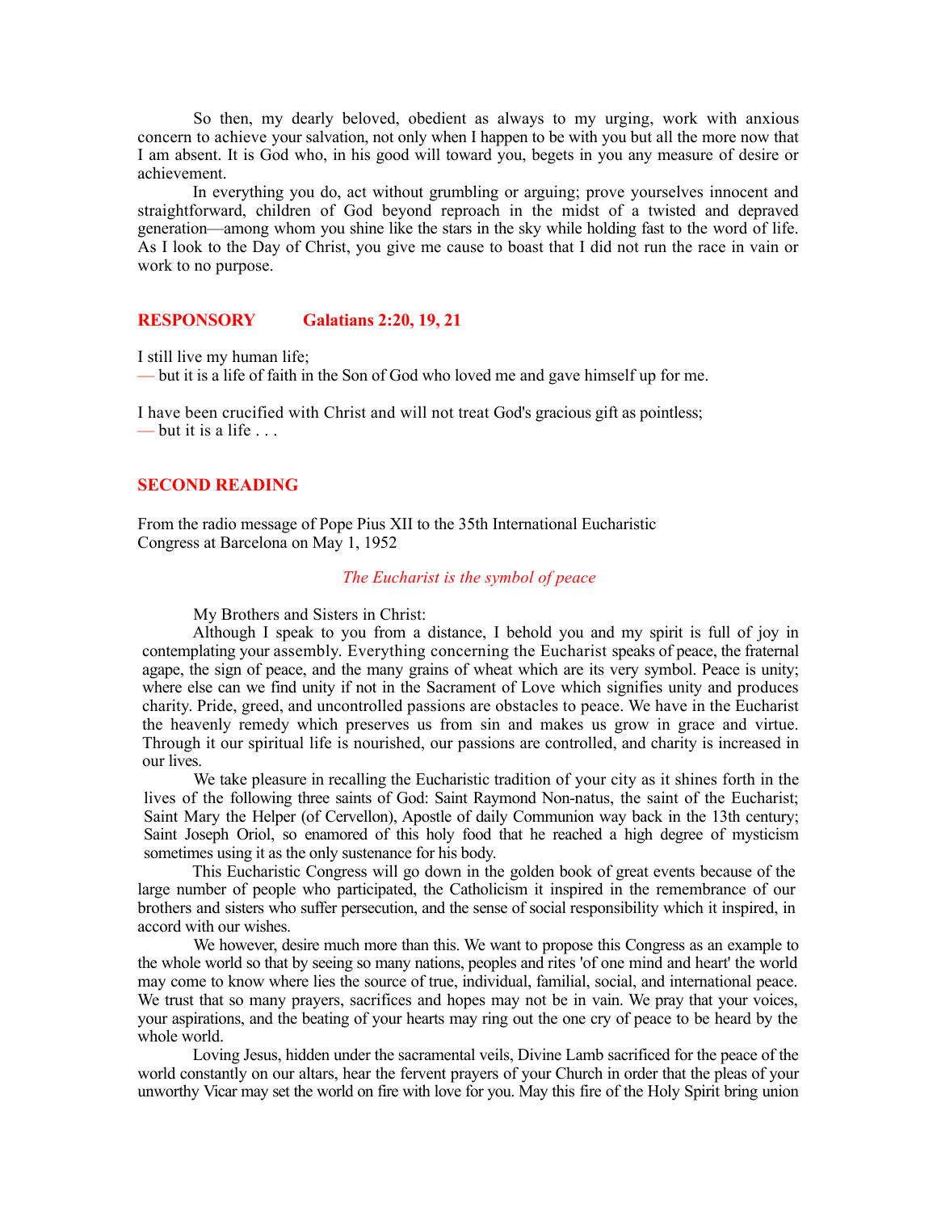So then, my dearly beloved, obedient as always to my urging, work with anxious concern to achieve your salvation, not only when I happen to be with you but all the more now that I am absent. It is God who, in his good will toward you, begets in you any measure of desire or achievement.

In everything you do, act without grumbling or arguing; prove yourselves innocent and straightforward, children of God beyond reproach in the midst of a twisted and depraved generation—among whom you shine like the stars in the sky while holding fast to the word of life. As I look to the Day of Christ, you give me cause to boast that I did not run the race in vain or work to no purpose.

## RESPONSORY Galatians 2:20, 19, 21

I still live my human life;
— but it is a life of faith in the Son of God who loved me and gave himself up for me.

I have been crucified with Christ and will not treat God's gracious gift as pointless;
— but it is a life . . .

## SECOND READING

From the radio message of Pope Pius XII to the 35th International Eucharistic Congress at Barcelona on May 1, 1952

*The Eucharist is the symbol of peace*

My Brothers and Sisters in Christ:

Although I speak to you from a distance, I behold you and my spirit is full of joy in contemplating your assembly. Everything concerning the Eucharist speaks of peace, the fraternal agape, the sign of peace, and the many grains of wheat which are its very symbol. Peace is unity; where else can we find unity if not in the Sacrament of Love which signifies unity and produces charity. Pride, greed, and uncontrolled passions are obstacles to peace. We have in the Eucharist the heavenly remedy which preserves us from sin and makes us grow in grace and virtue. Through it our spiritual life is nourished, our passions are controlled, and charity is increased in our lives.

We take pleasure in recalling the Eucharistic tradition of your city as it shines forth in the lives of the following three saints of God: Saint Raymond Non-natus, the saint of the Eucharist; Saint Mary the Helper (of Cervellon), Apostle of daily Communion way back in the 13th century; Saint Joseph Oriol, so enamored of this holy food that he reached a high degree of mysticism sometimes using it as the only sustenance for his body.

This Eucharistic Congress will go down in the golden book of great events because of the large number of people who participated, the Catholicism it inspired in the remembrance of our brothers and sisters who suffer persecution, and the sense of social responsibility which it inspired, in accord with our wishes.

We however, desire much more than this. We want to propose this Congress as an example to the whole world so that by seeing so many nations, peoples and rites 'of one mind and heart' the world may come to know where lies the source of true, individual, familial, social, and international peace. We trust that so many prayers, sacrifices and hopes may not be in vain. We pray that your voices, your aspirations, and the beating of your hearts may ring out the one cry of peace to be heard by the whole world.

Loving Jesus, hidden under the sacramental veils, Divine Lamb sacrificed for the peace of the world constantly on our altars, hear the fervent prayers of your Church in order that the pleas of your unworthy Vicar may set the world on fire with love for you. May this fire of the Holy Spirit bring union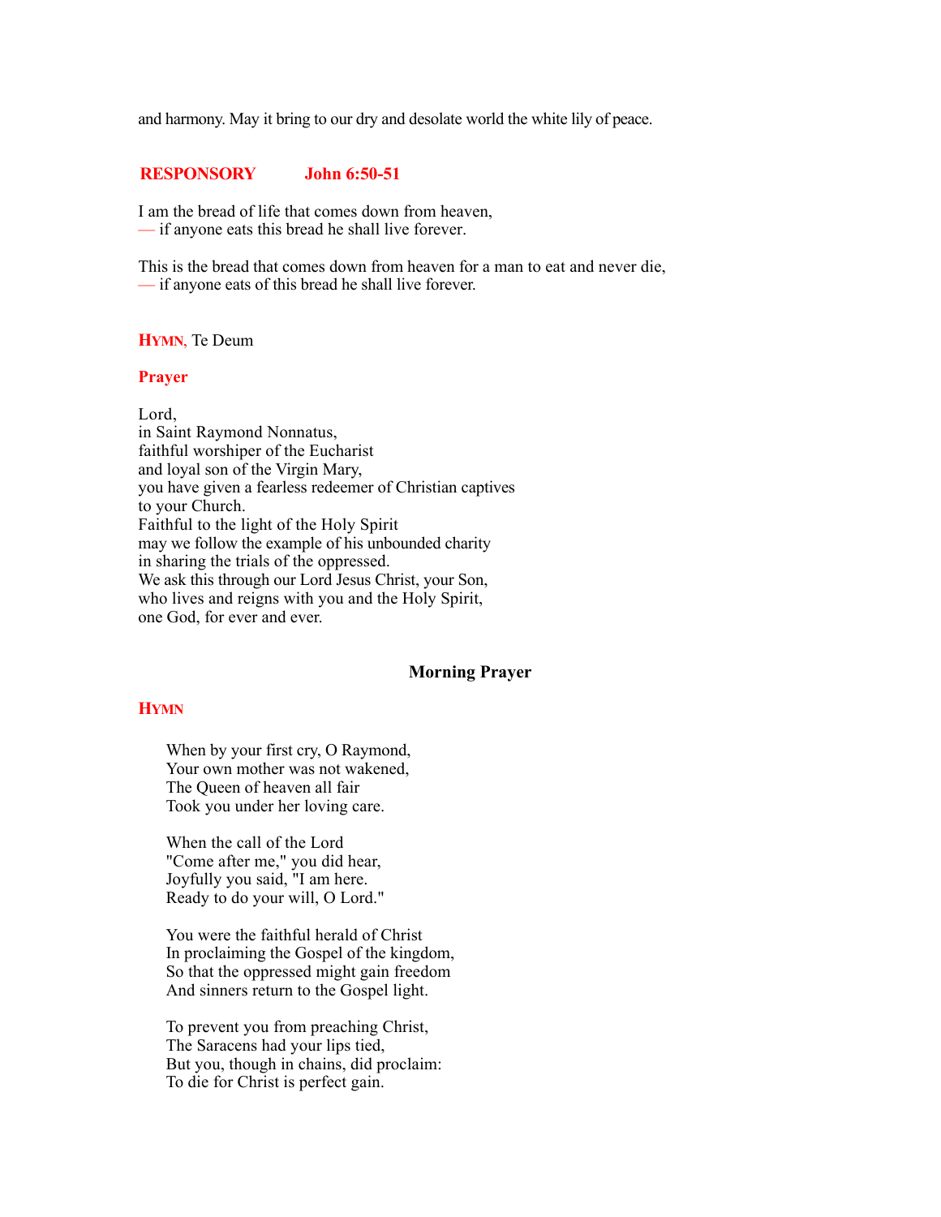and harmony. May it bring to our dry and desolate world the white lily of peace.

**RESPONSORY John 6:50-51**

I am the bread of life that comes down from heaven,
— if anyone eats this bread he shall live forever.

This is the bread that comes down from heaven for a man to eat and never die,
— if anyone eats of this bread he shall live forever.

**HYMN**, Te Deum

**Prayer**

Lord,
in Saint Raymond Nonnatus,
faithful worshiper of the Eucharist
and loyal son of the Virgin Mary,
you have given a fearless redeemer of Christian captives
to your Church.
Faithful to the light of the Holy Spirit
may we follow the example of his unbounded charity
in sharing the trials of the oppressed.
We ask this through our Lord Jesus Christ, your Son,
who lives and reigns with you and the Holy Spirit,
one God, for ever and ever.

## Morning Prayer

**HYMN**

When by your first cry, O Raymond,
Your own mother was not wakened,
The Queen of heaven all fair
Took you under her loving care.

When the call of the Lord
"Come after me," you did hear,
Joyfully you said, "I am here.
Ready to do your will, O Lord."

You were the faithful herald of Christ
In proclaiming the Gospel of the kingdom,
So that the oppressed might gain freedom
And sinners return to the Gospel light.

To prevent you from preaching Christ,
The Saracens had your lips tied,
But you, though in chains, did proclaim:
To die for Christ is perfect gain.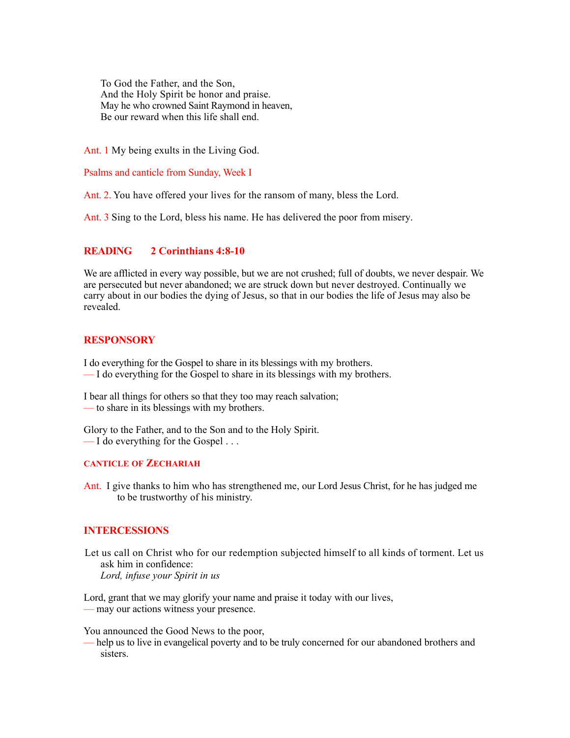To God the Father, and the Son,
And the Holy Spirit be honor and praise.
May he who crowned Saint Raymond in heaven,
Be our reward when this life shall end.

Ant. 1 My being exults in the Living God.

Psalms and canticle from Sunday, Week I

Ant. 2. You have offered your lives for the ransom of many, bless the Lord.

Ant. 3 Sing to the Lord, bless his name. He has delivered the poor from misery.

## READING 2 Corinthians 4:8-10

We are afflicted in every way possible, but we are not crushed; full of doubts, we never despair. We are persecuted but never abandoned; we are struck down but never destroyed. Continually we carry about in our bodies the dying of Jesus, so that in our bodies the life of Jesus may also be revealed.

## RESPONSORY

I do everything for the Gospel to share in its blessings with my brothers.
— I do everything for the Gospel to share in its blessings with my brothers.

I bear all things for others so that they too may reach salvation;
— to share in its blessings with my brothers.

Glory to the Father, and to the Son and to the Holy Spirit.
— I do everything for the Gospel . . .

### CANTICLE OF ZECHARIAH

Ant. I give thanks to him who has strengthened me, our Lord Jesus Christ, for he has judged me to be trustworthy of his ministry.

## INTERCESSIONS

Let us call on Christ who for our redemption subjected himself to all kinds of torment. Let us ask him in confidence:
*Lord, infuse your Spirit in us*

Lord, grant that we may glorify your name and praise it today with our lives,
— may our actions witness your presence.

You announced the Good News to the poor,
— help us to live in evangelical poverty and to be truly concerned for our abandoned brothers and sisters.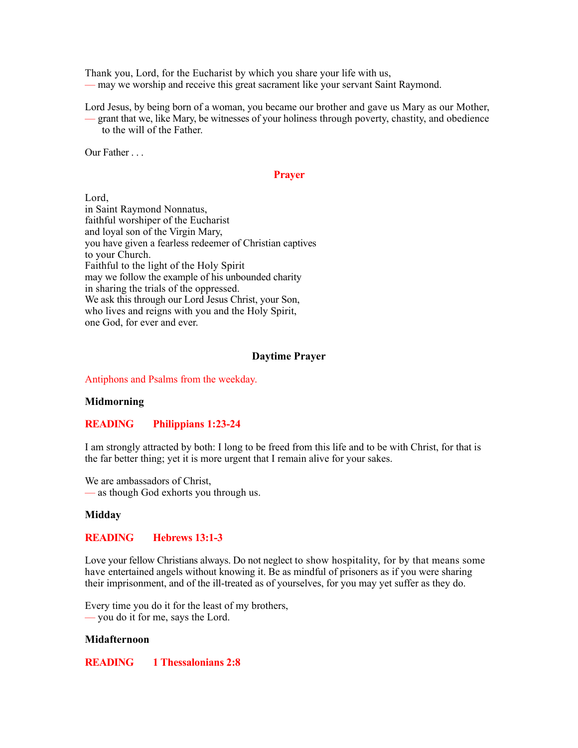Thank you, Lord, for the Eucharist by which you share your life with us,
— may we worship and receive this great sacrament like your servant Saint Raymond.

Lord Jesus, by being born of a woman, you became our brother and gave us Mary as our Mother,
— grant that we, like Mary, be witnesses of your holiness through poverty, chastity, and obedience to the will of the Father.

Our Father . . .

## Prayer

Lord,
in Saint Raymond Nonnatus,
faithful worshiper of the Eucharist
and loyal son of the Virgin Mary,
you have given a fearless redeemer of Christian captives
to your Church.
Faithful to the light of the Holy Spirit
may we follow the example of his unbounded charity
in sharing the trials of the oppressed.
We ask this through our Lord Jesus Christ, your Son,
who lives and reigns with you and the Holy Spirit,
one God, for ever and ever.

## Daytime Prayer

Antiphons and Psalms from the weekday.

### Midmorning

**READING Philippians 1:23-24**

I am strongly attracted by both: I long to be freed from this life and to be with Christ, for that is the far better thing; yet it is more urgent that I remain alive for your sakes.

We are ambassadors of Christ,
— as though God exhorts you through us.

### Midday

**READING Hebrews 13:1-3**

Love your fellow Christians always. Do not neglect to show hospitality, for by that means some have entertained angels without knowing it. Be as mindful of prisoners as if you were sharing their imprisonment, and of the ill-treated as of yourselves, for you may yet suffer as they do.

Every time you do it for the least of my brothers,
— you do it for me, says the Lord.

### Midafternoon

**READING 1 Thessalonians 2:8**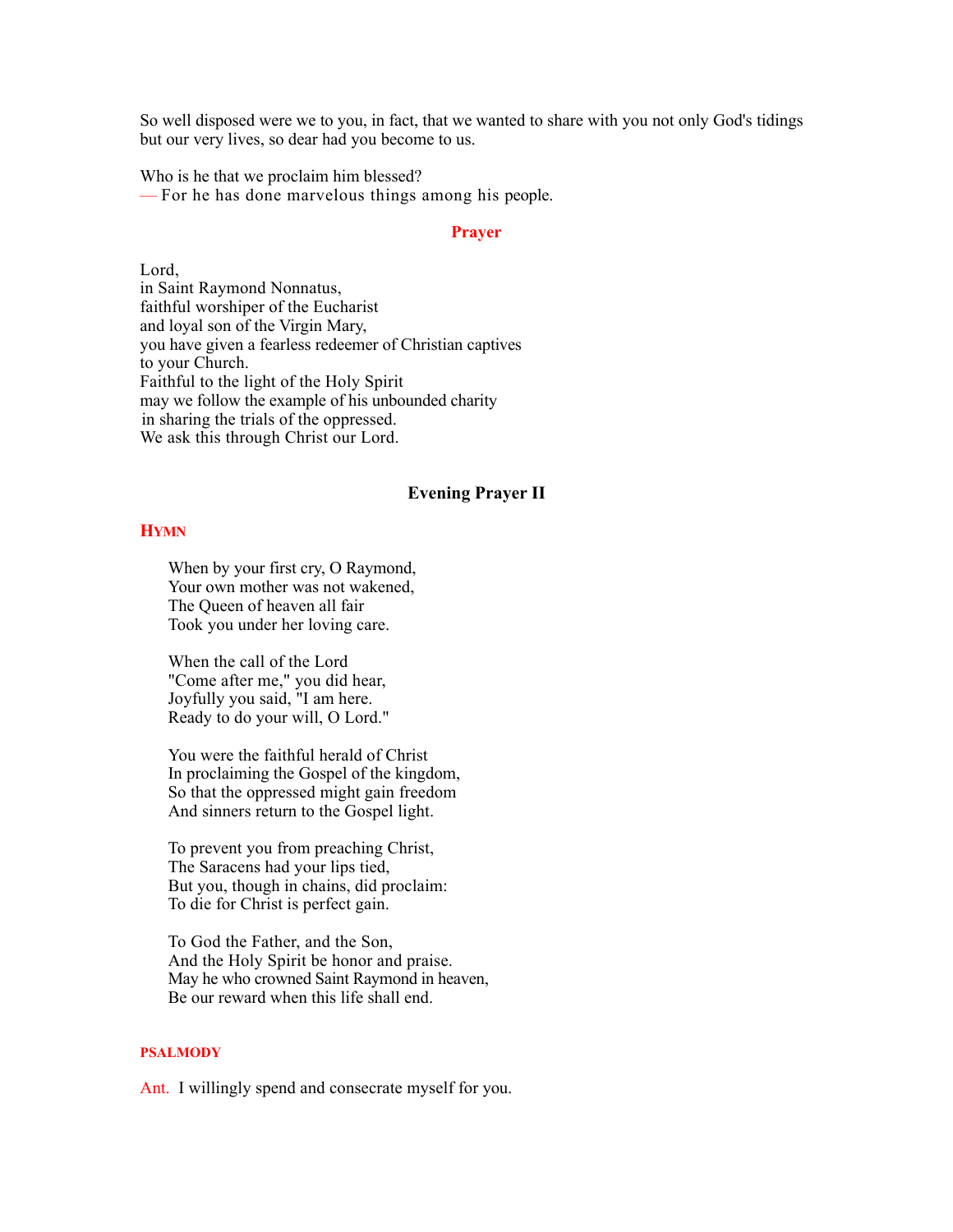So well disposed were we to you, in fact, that we wanted to share with you not only God's tidings but our very lives, so dear had you become to us.

Who is he that we proclaim him blessed?
— For he has done marvelous things among his people.

## Prayer

Lord,
in Saint Raymond Nonnatus,
faithful worshiper of the Eucharist
and loyal son of the Virgin Mary,
you have given a fearless redeemer of Christian captives
to your Church.
Faithful to the light of the Holy Spirit
may we follow the example of his unbounded charity
in sharing the trials of the oppressed.
We ask this through Christ our Lord.

## Evening Prayer II

### Hymn

When by your first cry, O Raymond,
Your own mother was not wakened,
The Queen of heaven all fair
Took you under her loving care.

When the call of the Lord
"Come after me," you did hear,
Joyfully you said, "I am here.
Ready to do your will, O Lord."

You were the faithful herald of Christ
In proclaiming the Gospel of the kingdom,
So that the oppressed might gain freedom
And sinners return to the Gospel light.

To prevent you from preaching Christ,
The Saracens had your lips tied,
But you, though in chains, did proclaim:
To die for Christ is perfect gain.

To God the Father, and the Son,
And the Holy Spirit be honor and praise.
May he who crowned Saint Raymond in heaven,
Be our reward when this life shall end.

### PSALMODY

Ant. I willingly spend and consecrate myself for you.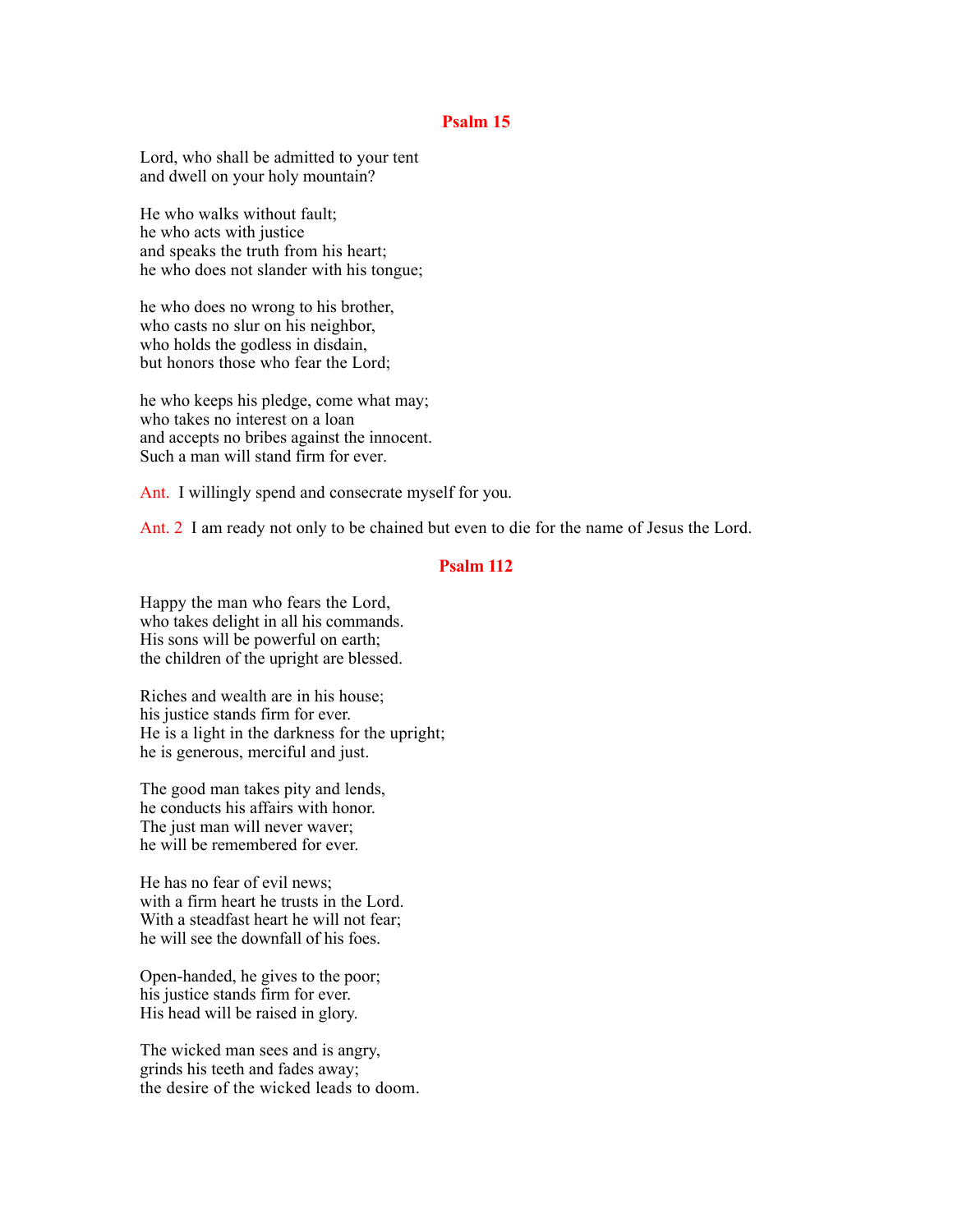## Psalm 15

Lord, who shall be admitted to your tent
and dwell on your holy mountain?

He who walks without fault;
he who acts with justice
and speaks the truth from his heart;
he who does not slander with his tongue;

he who does no wrong to his brother,
who casts no slur on his neighbor,
who holds the godless in disdain,
but honors those who fear the Lord;

he who keeps his pledge, come what may;
who takes no interest on a loan
and accepts no bribes against the innocent.
Such a man will stand firm for ever.

Ant. I willingly spend and consecrate myself for you.

Ant. 2 I am ready not only to be chained but even to die for the name of Jesus the Lord.

## Psalm 112

Happy the man who fears the Lord,
who takes delight in all his commands.
His sons will be powerful on earth;
the children of the upright are blessed.

Riches and wealth are in his house;
his justice stands firm for ever.
He is a light in the darkness for the upright;
he is generous, merciful and just.

The good man takes pity and lends,
he conducts his affairs with honor.
The just man will never waver;
he will be remembered for ever.

He has no fear of evil news;
with a firm heart he trusts in the Lord.
With a steadfast heart he will not fear;
he will see the downfall of his foes.

Open-handed, he gives to the poor;
his justice stands firm for ever.
His head will be raised in glory.

The wicked man sees and is angry,
grinds his teeth and fades away;
the desire of the wicked leads to doom.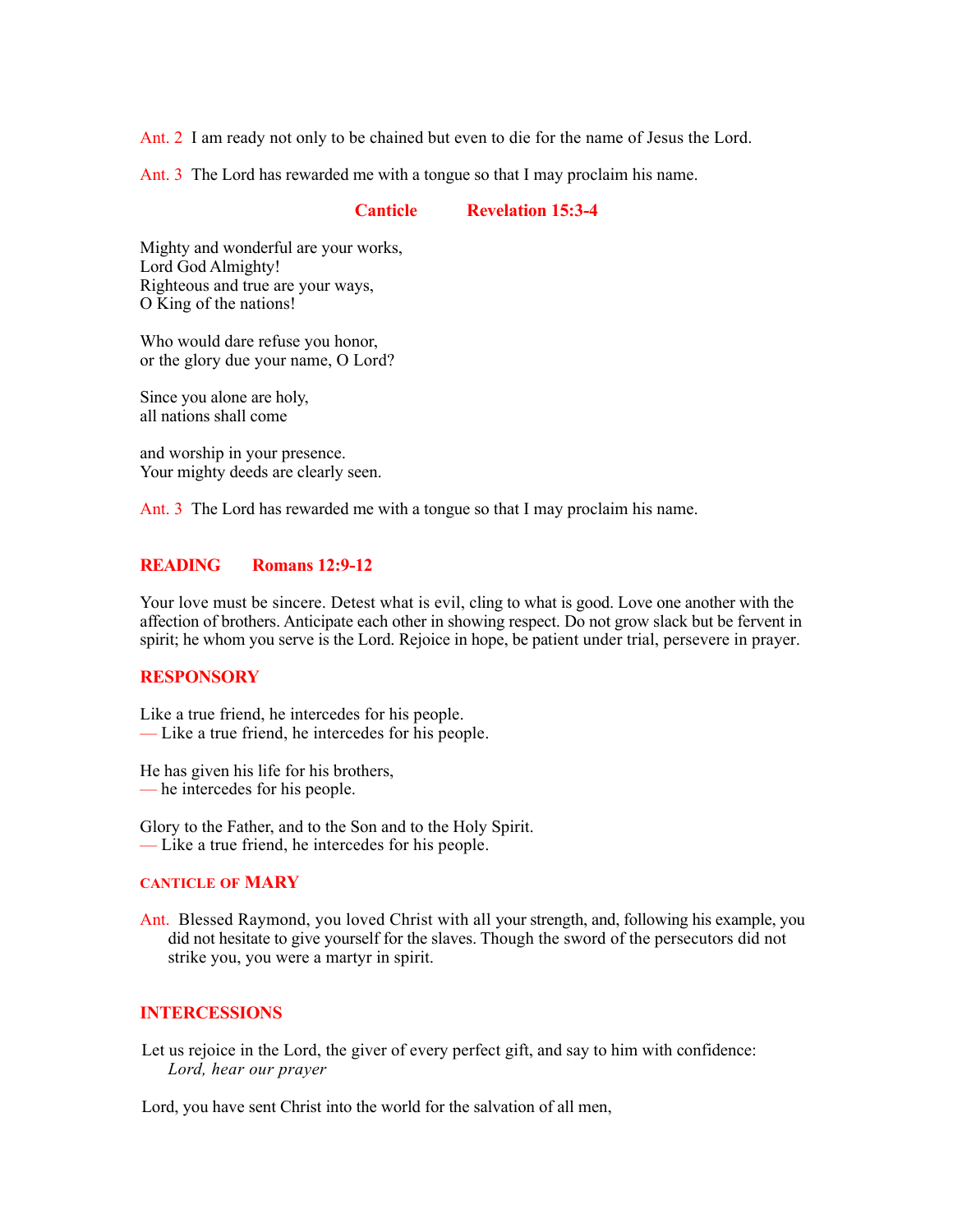Ant. 2 I am ready not only to be chained but even to die for the name of Jesus the Lord.

Ant. 3 The Lord has rewarded me with a tongue so that I may proclaim his name.

### Canticle Revelation 15:3-4

Mighty and wonderful are your works,
Lord God Almighty!
Righteous and true are your ways,
O King of the nations!

Who would dare refuse you honor,
or the glory due your name, O Lord?

Since you alone are holy,
all nations shall come

and worship in your presence.
Your mighty deeds are clearly seen.

Ant. 3 The Lord has rewarded me with a tongue so that I may proclaim his name.

## READING Romans 12:9-12

Your love must be sincere. Detest what is evil, cling to what is good. Love one another with the affection of brothers. Anticipate each other in showing respect. Do not grow slack but be fervent in spirit; he whom you serve is the Lord. Rejoice in hope, be patient under trial, persevere in prayer.

## RESPONSORY

Like a true friend, he intercedes for his people.
— Like a true friend, he intercedes for his people.

He has given his life for his brothers,
— he intercedes for his people.

Glory to the Father, and to the Son and to the Holy Spirit.
— Like a true friend, he intercedes for his people.

## CANTICLE OF MARY

Ant. Blessed Raymond, you loved Christ with all your strength, and, following his example, you did not hesitate to give yourself for the slaves. Though the sword of the persecutors did not strike you, you were a martyr in spirit.

## INTERCESSIONS

Let us rejoice in the Lord, the giver of every perfect gift, and say to him with confidence:
*Lord, hear our prayer*

Lord, you have sent Christ into the world for the salvation of all men,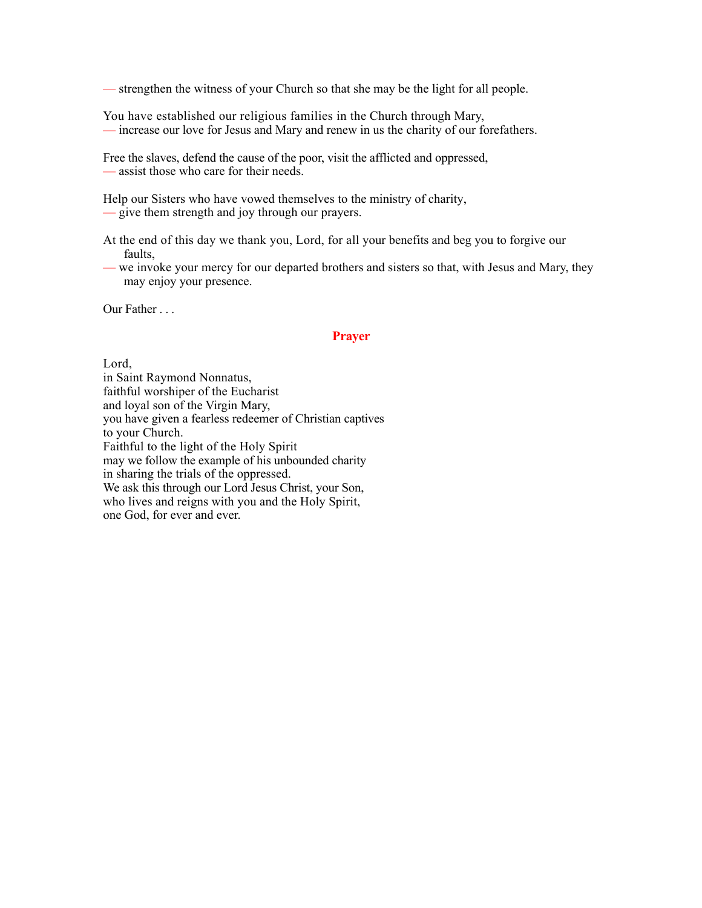— strengthen the witness of your Church so that she may be the light for all people.

You have established our religious families in the Church through Mary,
— increase our love for Jesus and Mary and renew in us the charity of our forefathers.

Free the slaves, defend the cause of the poor, visit the afflicted and oppressed,
— assist those who care for their needs.

Help our Sisters who have vowed themselves to the ministry of charity,
— give them strength and joy through our prayers.

At the end of this day we thank you, Lord, for all your benefits and beg you to forgive our faults,
— we invoke your mercy for our departed brothers and sisters so that, with Jesus and Mary, they may enjoy your presence.

Our Father . . .

## Prayer

Lord,
in Saint Raymond Nonnatus,
faithful worshiper of the Eucharist
and loyal son of the Virgin Mary,
you have given a fearless redeemer of Christian captives
to your Church.
Faithful to the light of the Holy Spirit
may we follow the example of his unbounded charity
in sharing the trials of the oppressed.
We ask this through our Lord Jesus Christ, your Son,
who lives and reigns with you and the Holy Spirit,
one God, for ever and ever.